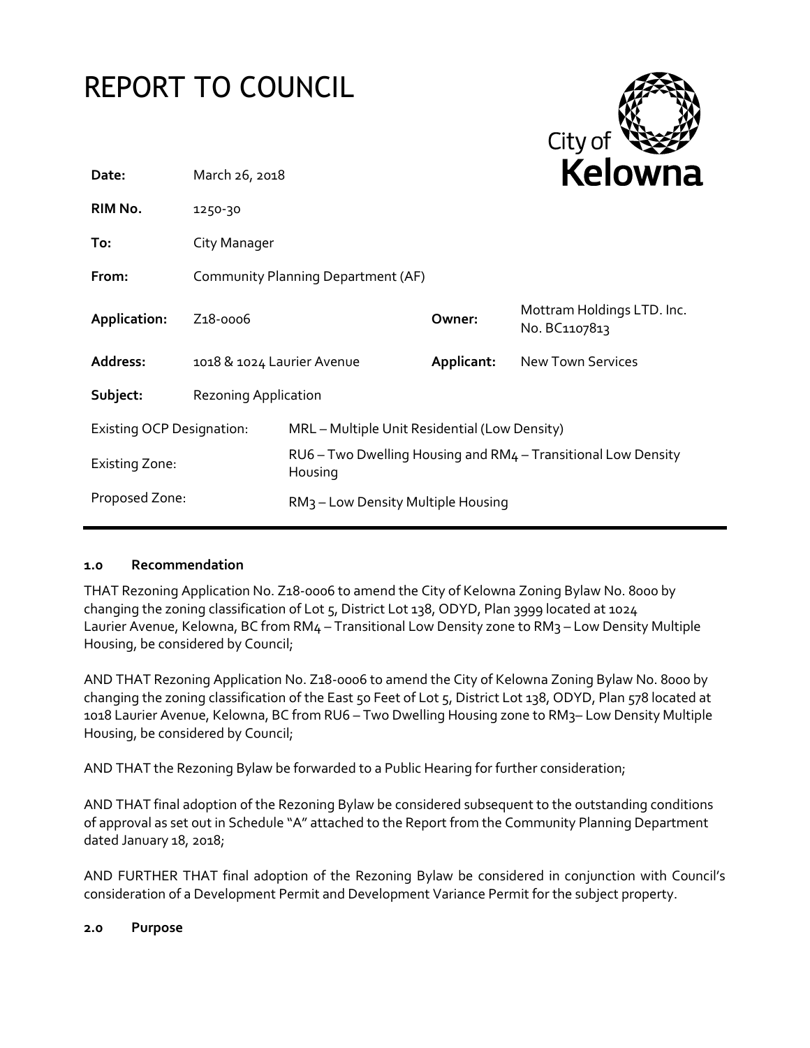# REPORT TO COUNCIL

City of Kelowna

| | | | |
|---|---|---|---|
| **Date:** | March 26, 2018 | | |
| **RIM No.** | 1250-30 | | |
| **To:** | City Manager | | |
| **From:** | Community Planning Department (AF) | | |
| **Application:** | Z18-0006 | **Owner:** | Mottram Holdings LTD. Inc. No. BC1107813 |
| **Address:** | 1018 & 1024 Laurier Avenue | **Applicant:** | New Town Services |
| **Subject:** | Rezoning Application | | |

| | |
|---|---|
| Existing OCP Designation: | MRL – Multiple Unit Residential (Low Density) |
| Existing Zone: | RU6 – Two Dwelling Housing and RM4 – Transitional Low Density Housing |
| Proposed Zone: | RM3 – Low Density Multiple Housing |

## 1.0 Recommendation

THAT Rezoning Application No. Z18-0006 to amend the City of Kelowna Zoning Bylaw No. 8000 by changing the zoning classification of Lot 5, District Lot 138, ODYD, Plan 3999 located at 1024 Laurier Avenue, Kelowna, BC from RM4 – Transitional Low Density zone to RM3 – Low Density Multiple Housing, be considered by Council;

AND THAT Rezoning Application No. Z18-0006 to amend the City of Kelowna Zoning Bylaw No. 8000 by changing the zoning classification of the East 50 Feet of Lot 5, District Lot 138, ODYD, Plan 578 located at 1018 Laurier Avenue, Kelowna, BC from RU6 – Two Dwelling Housing zone to RM3– Low Density Multiple Housing, be considered by Council;

AND THAT the Rezoning Bylaw be forwarded to a Public Hearing for further consideration;

AND THAT final adoption of the Rezoning Bylaw be considered subsequent to the outstanding conditions of approval as set out in Schedule "A" attached to the Report from the Community Planning Department dated January 18, 2018;

AND FURTHER THAT final adoption of the Rezoning Bylaw be considered in conjunction with Council's consideration of a Development Permit and Development Variance Permit for the subject property.

## 2.0 Purpose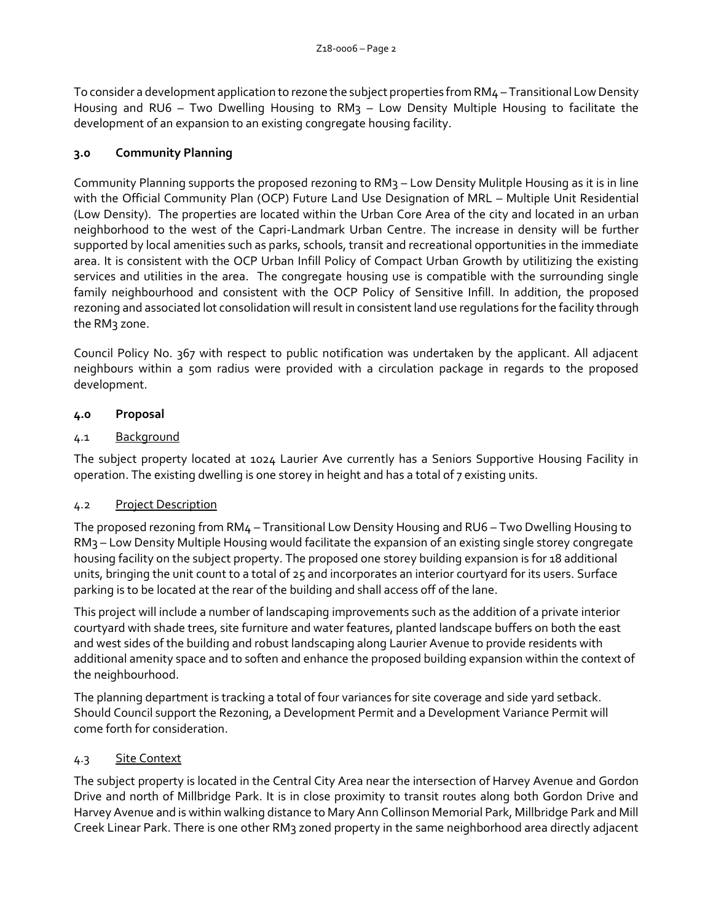To consider a development application to rezone the subject properties from RM4 – Transitional Low Density Housing and RU6 – Two Dwelling Housing to RM3 – Low Density Multiple Housing to facilitate the development of an expansion to an existing congregate housing facility.

## 3.0 Community Planning

Community Planning supports the proposed rezoning to RM3 – Low Density Mulitple Housing as it is in line with the Official Community Plan (OCP) Future Land Use Designation of MRL – Multiple Unit Residential (Low Density). The properties are located within the Urban Core Area of the city and located in an urban neighborhood to the west of the Capri-Landmark Urban Centre. The increase in density will be further supported by local amenities such as parks, schools, transit and recreational opportunities in the immediate area. It is consistent with the OCP Urban Infill Policy of Compact Urban Growth by utilitizing the existing services and utilities in the area. The congregate housing use is compatible with the surrounding single family neighbourhood and consistent with the OCP Policy of Sensitive Infill. In addition, the proposed rezoning and associated lot consolidation will result in consistent land use regulations for the facility through the RM3 zone.

Council Policy No. 367 with respect to public notification was undertaken by the applicant. All adjacent neighbours within a 50m radius were provided with a circulation package in regards to the proposed development.

## 4.0 Proposal

### 4.1 Background

The subject property located at 1024 Laurier Ave currently has a Seniors Supportive Housing Facility in operation. The existing dwelling is one storey in height and has a total of 7 existing units.

### 4.2 Project Description

The proposed rezoning from RM4 – Transitional Low Density Housing and RU6 – Two Dwelling Housing to RM3 – Low Density Multiple Housing would facilitate the expansion of an existing single storey congregate housing facility on the subject property. The proposed one storey building expansion is for 18 additional units, bringing the unit count to a total of 25 and incorporates an interior courtyard for its users. Surface parking is to be located at the rear of the building and shall access off of the lane.

This project will include a number of landscaping improvements such as the addition of a private interior courtyard with shade trees, site furniture and water features, planted landscape buffers on both the east and west sides of the building and robust landscaping along Laurier Avenue to provide residents with additional amenity space and to soften and enhance the proposed building expansion within the context of the neighbourhood.

The planning department is tracking a total of four variances for site coverage and side yard setback. Should Council support the Rezoning, a Development Permit and a Development Variance Permit will come forth for consideration.

### 4.3 Site Context

The subject property is located in the Central City Area near the intersection of Harvey Avenue and Gordon Drive and north of Millbridge Park. It is in close proximity to transit routes along both Gordon Drive and Harvey Avenue and is within walking distance to Mary Ann Collinson Memorial Park, Millbridge Park and Mill Creek Linear Park. There is one other RM3 zoned property in the same neighborhood area directly adjacent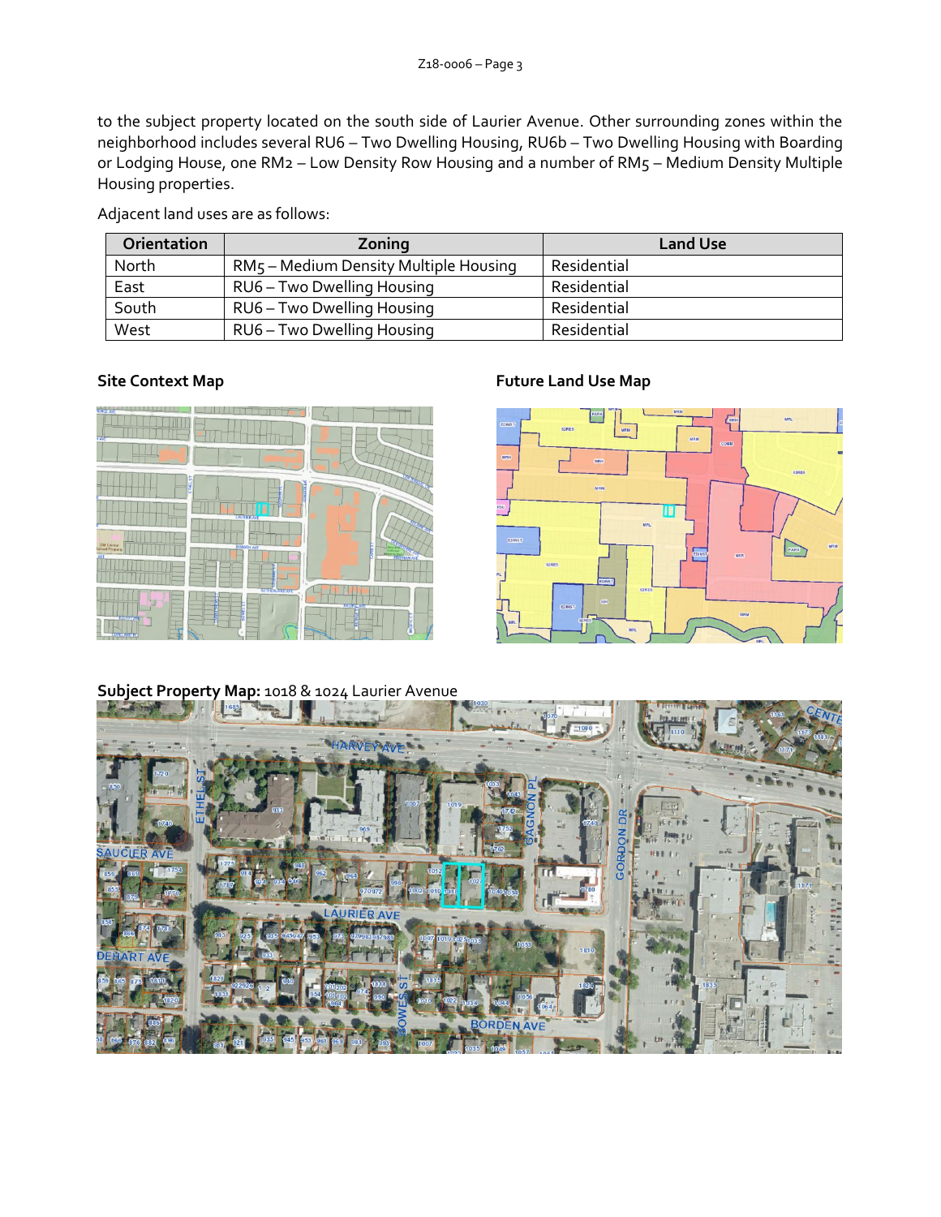to the subject property located on the south side of Laurier Avenue. Other surrounding zones within the neighborhood includes several RU6 – Two Dwelling Housing, RU6b – Two Dwelling Housing with Boarding or Lodging House, one RM2 – Low Density Row Housing and a number of RM5 – Medium Density Multiple Housing properties.

Adjacent land uses are as follows:

| Orientation | Zoning | Land Use |
|---|---|---|
| North | RM5 – Medium Density Multiple Housing | Residential |
| East | RU6 – Two Dwelling Housing | Residential |
| South | RU6 – Two Dwelling Housing | Residential |
| West | RU6 – Two Dwelling Housing | Residential |

**Site Context Map**

**Future Land Use Map**

**Subject Property Map:** 1018 & 1024 Laurier Avenue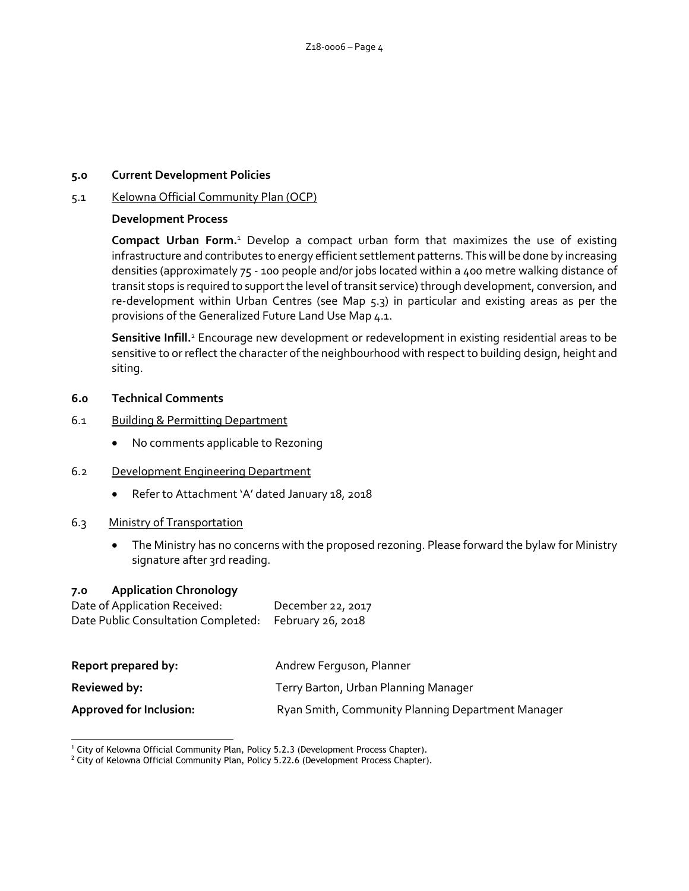## 5.0 Current Development Policies

### 5.1 Kelowna Official Community Plan (OCP)

**Development Process**

**Compact Urban Form.**[1] Develop a compact urban form that maximizes the use of existing infrastructure and contributes to energy efficient settlement patterns. This will be done by increasing densities (approximately 75 - 100 people and/or jobs located within a 400 metre walking distance of transit stops is required to support the level of transit service) through development, conversion, and re-development within Urban Centres (see Map 5.3) in particular and existing areas as per the provisions of the Generalized Future Land Use Map 4.1.

**Sensitive Infill.**[2] Encourage new development or redevelopment in existing residential areas to be sensitive to or reflect the character of the neighbourhood with respect to building design, height and siting.

## 6.0 Technical Comments

### 6.1 Building & Permitting Department

- No comments applicable to Rezoning

### 6.2 Development Engineering Department

- Refer to Attachment 'A' dated January 18, 2018

### 6.3 Ministry of Transportation

- The Ministry has no concerns with the proposed rezoning. Please forward the bylaw for Ministry signature after 3rd reading.

## 7.0 Application Chronology

Date of Application Received: December 22, 2017
Date Public Consultation Completed: February 26, 2018

**Report prepared by:** Andrew Ferguson, Planner

**Reviewed by:** Terry Barton, Urban Planning Manager

**Approved for Inclusion:** Ryan Smith, Community Planning Department Manager

---

[1] City of Kelowna Official Community Plan, Policy 5.2.3 (Development Process Chapter).

[2] City of Kelowna Official Community Plan, Policy 5.22.6 (Development Process Chapter).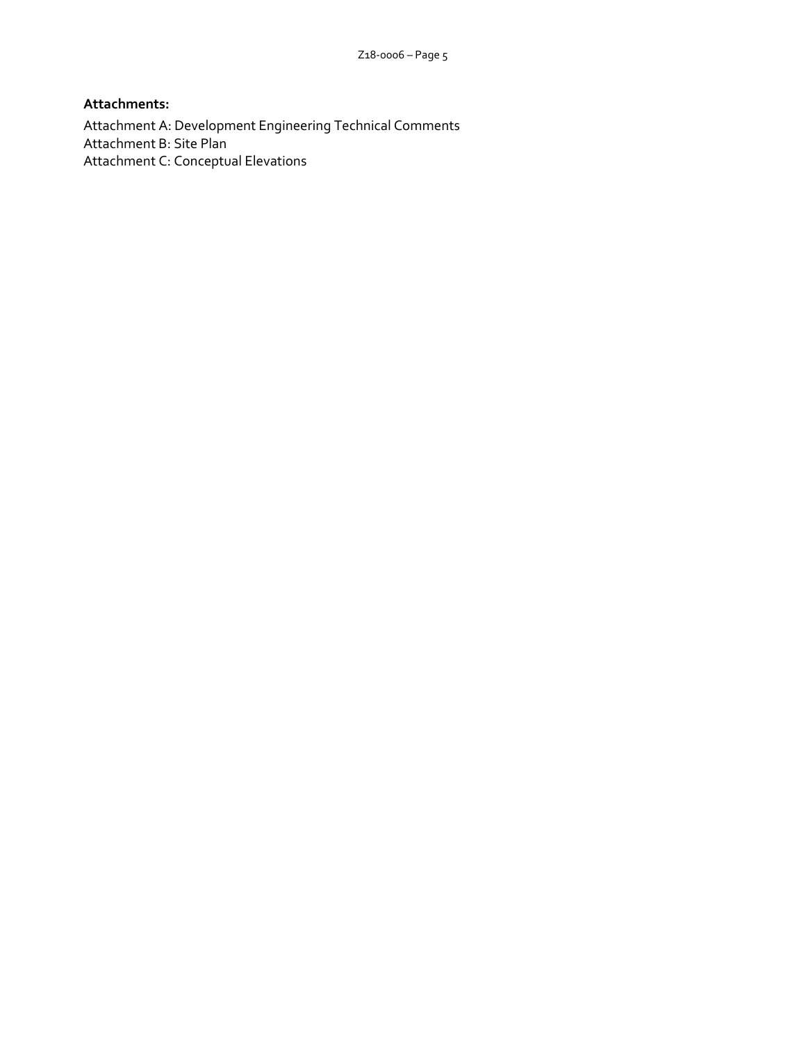**Attachments:**

Attachment A: Development Engineering Technical Comments
Attachment B: Site Plan
Attachment C: Conceptual Elevations